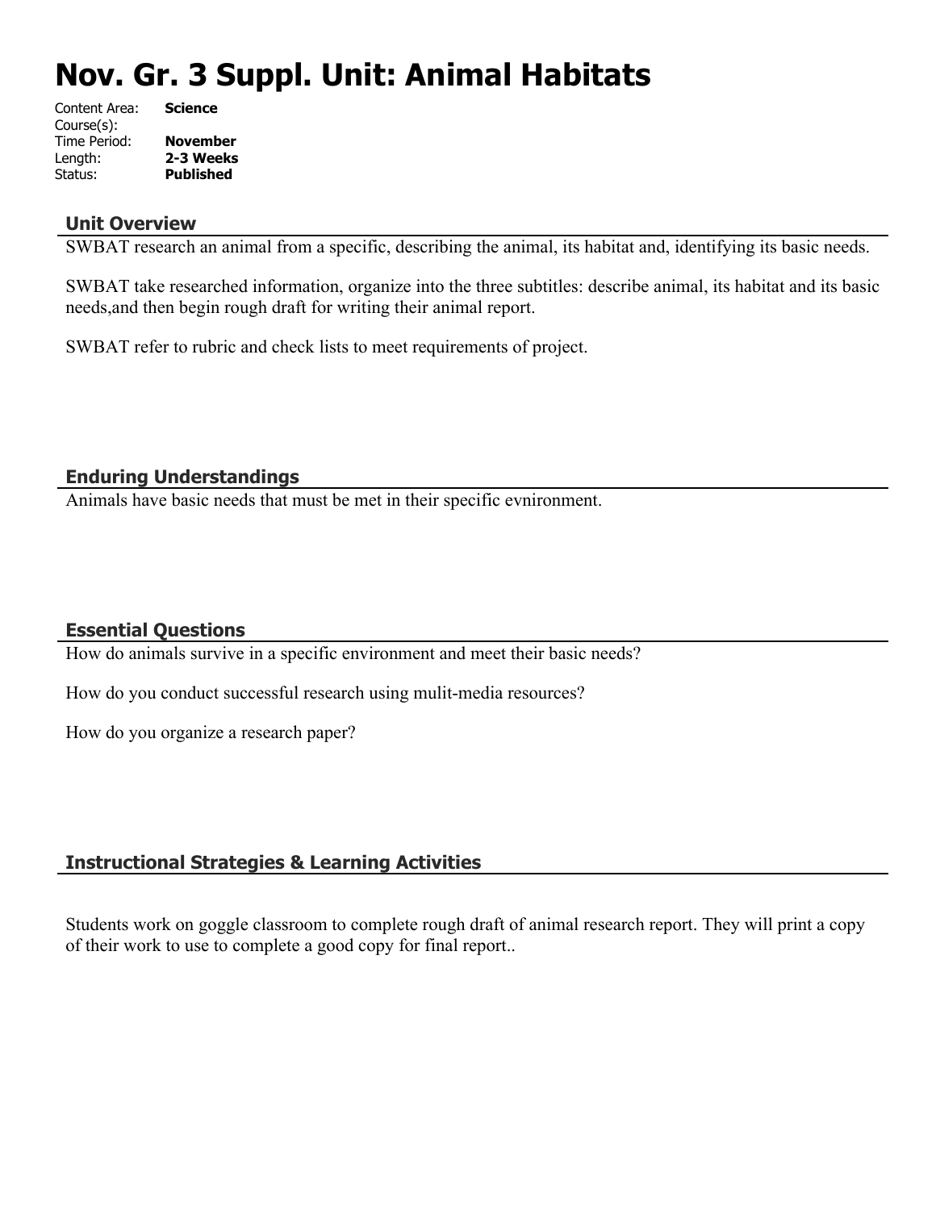# Nov. Gr. 3 Suppl. Unit: Animal Habitats

Content Area: **Science**
Course(s):
Time Period: **November**
Length: **2-3 Weeks**
Status: **Published**

## Unit Overview

SWBAT research an animal from a specific, describing the animal, its habitat and, identifying its basic needs.

SWBAT take researched information, organize into the three subtitles: describe animal, its habitat and its basic needs,and then begin rough draft for writing their animal report.

SWBAT refer to rubric and check lists to meet requirements of project.

## Enduring Understandings

Animals have basic needs that must be met in their specific evnironment.

## Essential Questions

How do animals survive in a specific environment and meet their basic needs?

How do you conduct successful research using mulit-media resources?

How do you organize a research paper?

## Instructional Strategies & Learning Activities

Students work on goggle classroom to complete rough draft of animal research report. They will print a copy of their work to use to complete a good copy for final report..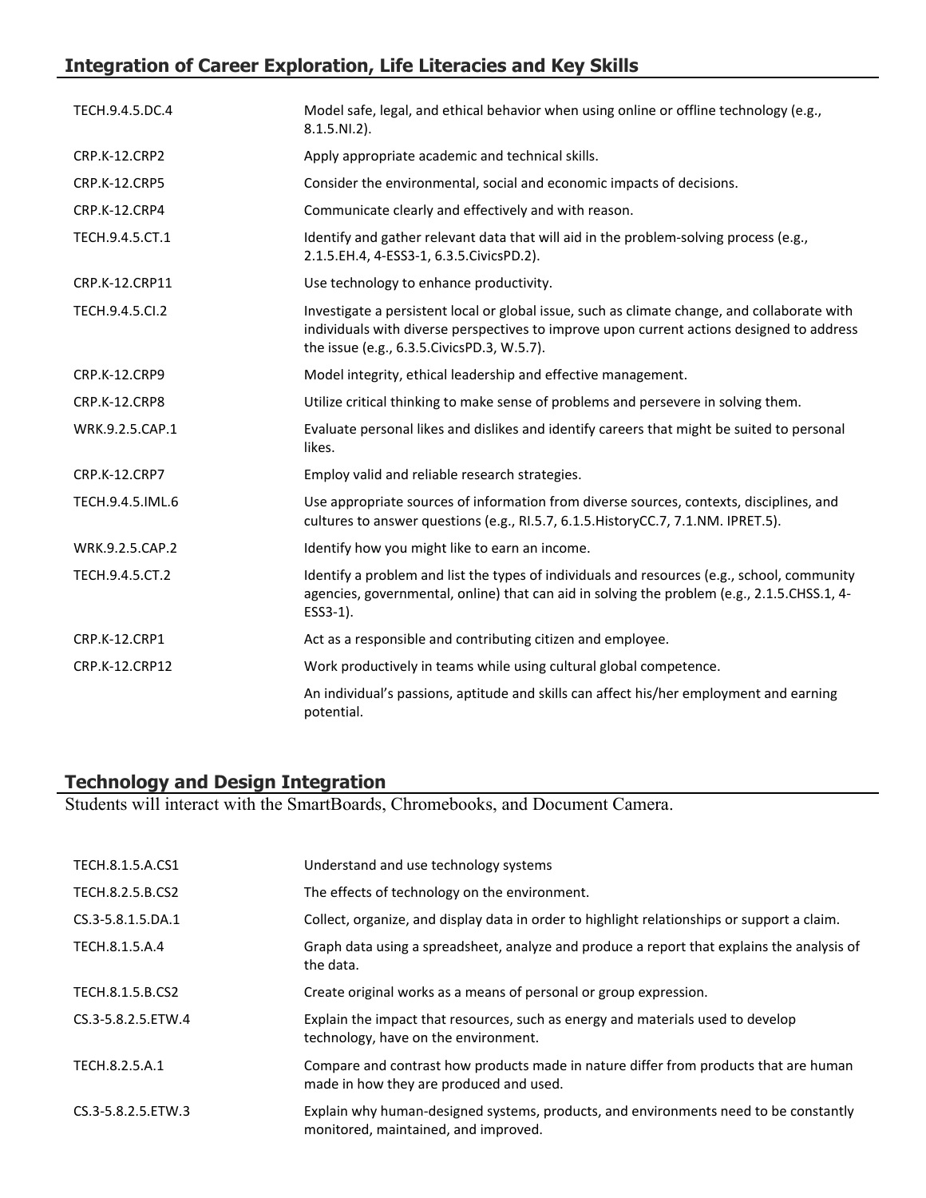## Integration of Career Exploration, Life Literacies and Key Skills

| | |
|---|---|
| TECH.9.4.5.DC.4 | Model safe, legal, and ethical behavior when using online or offline technology (e.g., 8.1.5.NI.2). |
| CRP.K-12.CRP2 | Apply appropriate academic and technical skills. |
| CRP.K-12.CRP5 | Consider the environmental, social and economic impacts of decisions. |
| CRP.K-12.CRP4 | Communicate clearly and effectively and with reason. |
| TECH.9.4.5.CT.1 | Identify and gather relevant data that will aid in the problem-solving process (e.g., 2.1.5.EH.4, 4-ESS3-1, 6.3.5.CivicsPD.2). |
| CRP.K-12.CRP11 | Use technology to enhance productivity. |
| TECH.9.4.5.CI.2 | Investigate a persistent local or global issue, such as climate change, and collaborate with individuals with diverse perspectives to improve upon current actions designed to address the issue (e.g., 6.3.5.CivicsPD.3, W.5.7). |
| CRP.K-12.CRP9 | Model integrity, ethical leadership and effective management. |
| CRP.K-12.CRP8 | Utilize critical thinking to make sense of problems and persevere in solving them. |
| WRK.9.2.5.CAP.1 | Evaluate personal likes and dislikes and identify careers that might be suited to personal likes. |
| CRP.K-12.CRP7 | Employ valid and reliable research strategies. |
| TECH.9.4.5.IML.6 | Use appropriate sources of information from diverse sources, contexts, disciplines, and cultures to answer questions (e.g., RI.5.7, 6.1.5.HistoryCC.7, 7.1.NM. IPRET.5). |
| WRK.9.2.5.CAP.2 | Identify how you might like to earn an income. |
| TECH.9.4.5.CT.2 | Identify a problem and list the types of individuals and resources (e.g., school, community agencies, governmental, online) that can aid in solving the problem (e.g., 2.1.5.CHSS.1, 4-ESS3-1). |
| CRP.K-12.CRP1 | Act as a responsible and contributing citizen and employee. |
| CRP.K-12.CRP12 | Work productively in teams while using cultural global competence. |
| | An individual's passions, aptitude and skills can affect his/her employment and earning potential. |

## Technology and Design Integration

Students will interact with the SmartBoards, Chromebooks, and Document Camera.

| | |
|---|---|
| TECH.8.1.5.A.CS1 | Understand and use technology systems |
| TECH.8.2.5.B.CS2 | The effects of technology on the environment. |
| CS.3-5.8.1.5.DA.1 | Collect, organize, and display data in order to highlight relationships or support a claim. |
| TECH.8.1.5.A.4 | Graph data using a spreadsheet, analyze and produce a report that explains the analysis of the data. |
| TECH.8.1.5.B.CS2 | Create original works as a means of personal or group expression. |
| CS.3-5.8.2.5.ETW.4 | Explain the impact that resources, such as energy and materials used to develop technology, have on the environment. |
| TECH.8.2.5.A.1 | Compare and contrast how products made in nature differ from products that are human made in how they are produced and used. |
| CS.3-5.8.2.5.ETW.3 | Explain why human-designed systems, products, and environments need to be constantly monitored, maintained, and improved. |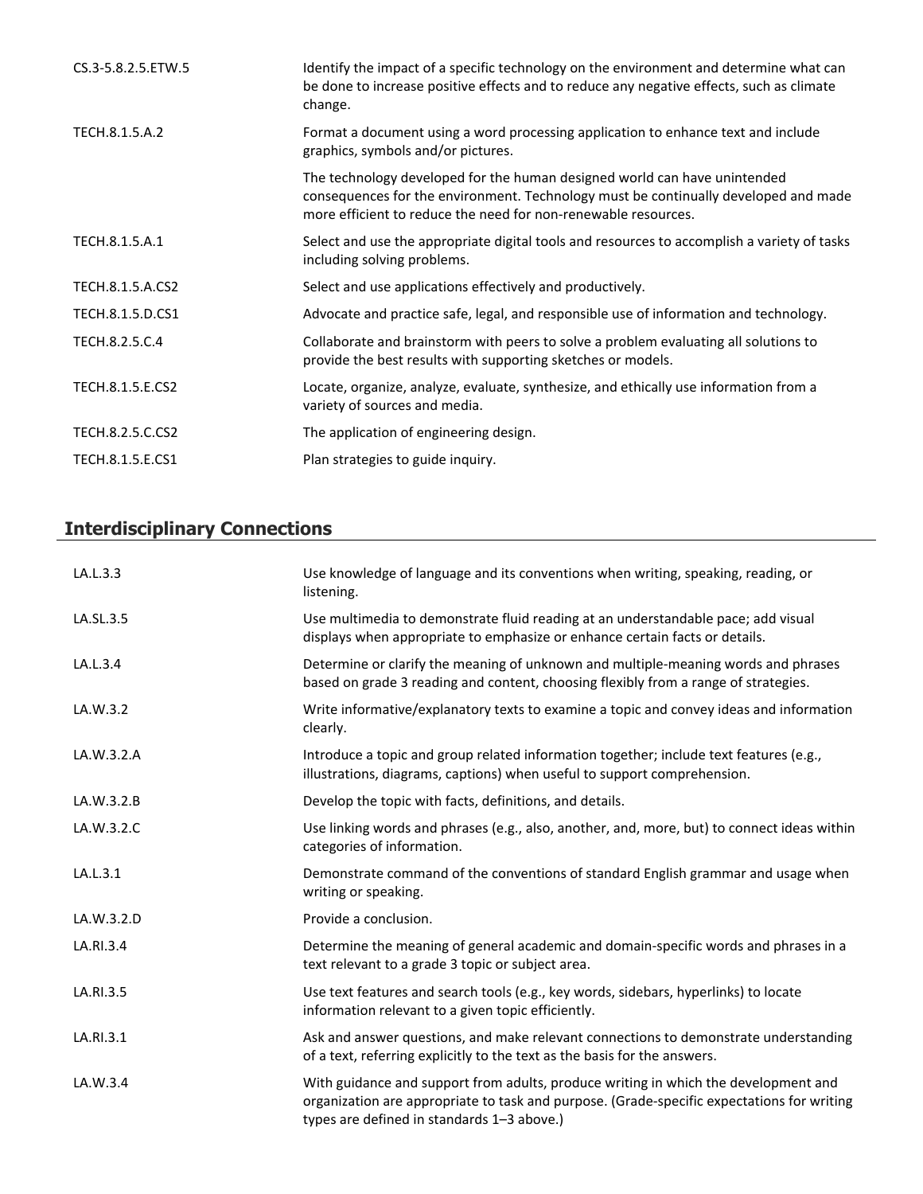| | |
|---|---|
| CS.3-5.8.2.5.ETW.5 | Identify the impact of a specific technology on the environment and determine what can be done to increase positive effects and to reduce any negative effects, such as climate change. |
| TECH.8.1.5.A.2 | Format a document using a word processing application to enhance text and include graphics, symbols and/or pictures. |
| | The technology developed for the human designed world can have unintended consequences for the environment. Technology must be continually developed and made more efficient to reduce the need for non-renewable resources. |
| TECH.8.1.5.A.1 | Select and use the appropriate digital tools and resources to accomplish a variety of tasks including solving problems. |
| TECH.8.1.5.A.CS2 | Select and use applications effectively and productively. |
| TECH.8.1.5.D.CS1 | Advocate and practice safe, legal, and responsible use of information and technology. |
| TECH.8.2.5.C.4 | Collaborate and brainstorm with peers to solve a problem evaluating all solutions to provide the best results with supporting sketches or models. |
| TECH.8.1.5.E.CS2 | Locate, organize, analyze, evaluate, synthesize, and ethically use information from a variety of sources and media. |
| TECH.8.2.5.C.CS2 | The application of engineering design. |
| TECH.8.1.5.E.CS1 | Plan strategies to guide inquiry. |

## Interdisciplinary Connections

| | |
|---|---|
| LA.L.3.3 | Use knowledge of language and its conventions when writing, speaking, reading, or listening. |
| LA.SL.3.5 | Use multimedia to demonstrate fluid reading at an understandable pace; add visual displays when appropriate to emphasize or enhance certain facts or details. |
| LA.L.3.4 | Determine or clarify the meaning of unknown and multiple-meaning words and phrases based on grade 3 reading and content, choosing flexibly from a range of strategies. |
| LA.W.3.2 | Write informative/explanatory texts to examine a topic and convey ideas and information clearly. |
| LA.W.3.2.A | Introduce a topic and group related information together; include text features (e.g., illustrations, diagrams, captions) when useful to support comprehension. |
| LA.W.3.2.B | Develop the topic with facts, definitions, and details. |
| LA.W.3.2.C | Use linking words and phrases (e.g., also, another, and, more, but) to connect ideas within categories of information. |
| LA.L.3.1 | Demonstrate command of the conventions of standard English grammar and usage when writing or speaking. |
| LA.W.3.2.D | Provide a conclusion. |
| LA.RI.3.4 | Determine the meaning of general academic and domain-specific words and phrases in a text relevant to a grade 3 topic or subject area. |
| LA.RI.3.5 | Use text features and search tools (e.g., key words, sidebars, hyperlinks) to locate information relevant to a given topic efficiently. |
| LA.RI.3.1 | Ask and answer questions, and make relevant connections to demonstrate understanding of a text, referring explicitly to the text as the basis for the answers. |
| LA.W.3.4 | With guidance and support from adults, produce writing in which the development and organization are appropriate to task and purpose. (Grade-specific expectations for writing types are defined in standards 1–3 above.) |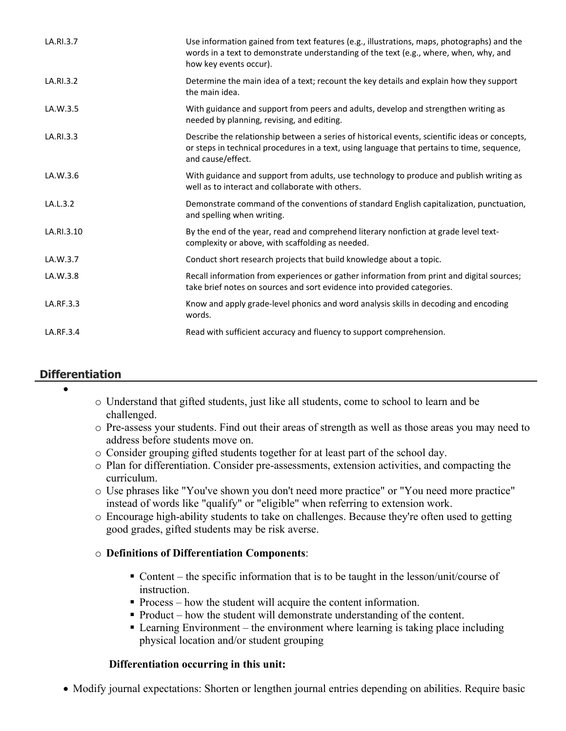| | |
|---|---|
| LA.RI.3.7 | Use information gained from text features (e.g., illustrations, maps, photographs) and the words in a text to demonstrate understanding of the text (e.g., where, when, why, and how key events occur). |
| LA.RI.3.2 | Determine the main idea of a text; recount the key details and explain how they support the main idea. |
| LA.W.3.5 | With guidance and support from peers and adults, develop and strengthen writing as needed by planning, revising, and editing. |
| LA.RI.3.3 | Describe the relationship between a series of historical events, scientific ideas or concepts, or steps in technical procedures in a text, using language that pertains to time, sequence, and cause/effect. |
| LA.W.3.6 | With guidance and support from adults, use technology to produce and publish writing as well as to interact and collaborate with others. |
| LA.L.3.2 | Demonstrate command of the conventions of standard English capitalization, punctuation, and spelling when writing. |
| LA.RI.3.10 | By the end of the year, read and comprehend literary nonfiction at grade level text-complexity or above, with scaffolding as needed. |
| LA.W.3.7 | Conduct short research projects that build knowledge about a topic. |
| LA.W.3.8 | Recall information from experiences or gather information from print and digital sources; take brief notes on sources and sort evidence into provided categories. |
| LA.RF.3.3 | Know and apply grade-level phonics and word analysis skills in decoding and encoding words. |
| LA.RF.3.4 | Read with sufficient accuracy and fluency to support comprehension. |

## Differentiation

- 
  - Understand that gifted students, just like all students, come to school to learn and be challenged.
  - Pre-assess your students. Find out their areas of strength as well as those areas you may need to address before students move on.
  - Consider grouping gifted students together for at least part of the school day.
  - Plan for differentiation. Consider pre-assessments, extension activities, and compacting the curriculum.
  - Use phrases like "You've shown you don't need more practice" or "You need more practice" instead of words like "qualify" or "eligible" when referring to extension work.
  - Encourage high-ability students to take on challenges. Because they're often used to getting good grades, gifted students may be risk averse.
  - **Definitions of Differentiation Components**:
    - Content – the specific information that is to be taught in the lesson/unit/course of instruction.
    - Process – how the student will acquire the content information.
    - Product – how the student will demonstrate understanding of the content.
    - Learning Environment – the environment where learning is taking place including physical location and/or student grouping

**Differentiation occurring in this unit:**

- Modify journal expectations: Shorten or lengthen journal entries depending on abilities. Require basic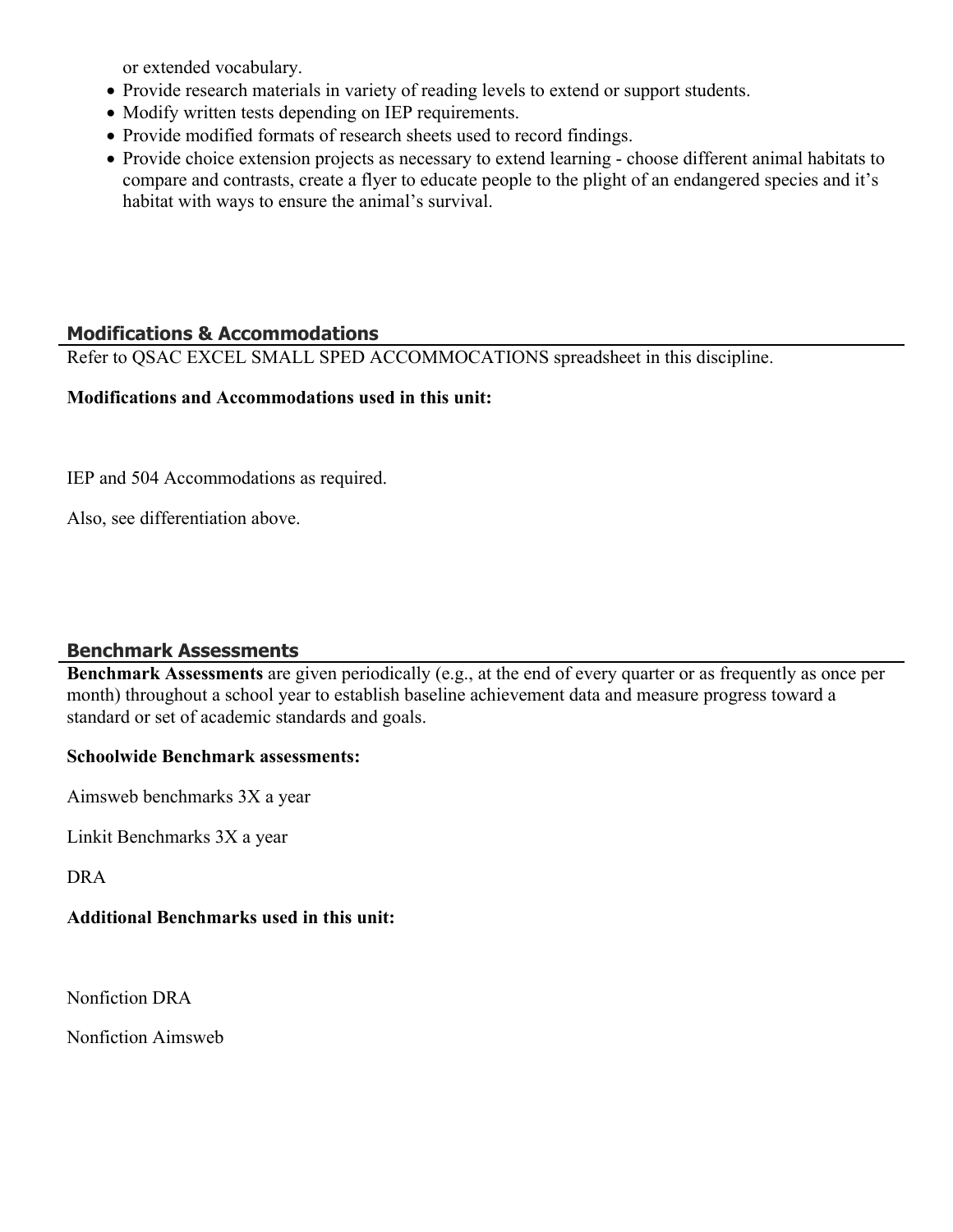or extended vocabulary.

- Provide research materials in variety of reading levels to extend or support students.
- Modify written tests depending on IEP requirements.
- Provide modified formats of research sheets used to record findings.
- Provide choice extension projects as necessary to extend learning - choose different animal habitats to compare and contrasts, create a flyer to educate people to the plight of an endangered species and it's habitat with ways to ensure the animal's survival.

## Modifications & Accommodations

Refer to QSAC EXCEL SMALL SPED ACCOMMOCATIONS spreadsheet in this discipline.

**Modifications and Accommodations used in this unit:**

IEP and 504 Accommodations as required.

Also, see differentiation above.

## Benchmark Assessments

**Benchmark Assessments** are given periodically (e.g., at the end of every quarter or as frequently as once per month) throughout a school year to establish baseline achievement data and measure progress toward a standard or set of academic standards and goals.

**Schoolwide Benchmark assessments:**

Aimsweb benchmarks 3X a year

Linkit Benchmarks 3X a year

DRA

**Additional Benchmarks used in this unit:**

Nonfiction DRA

Nonfiction Aimsweb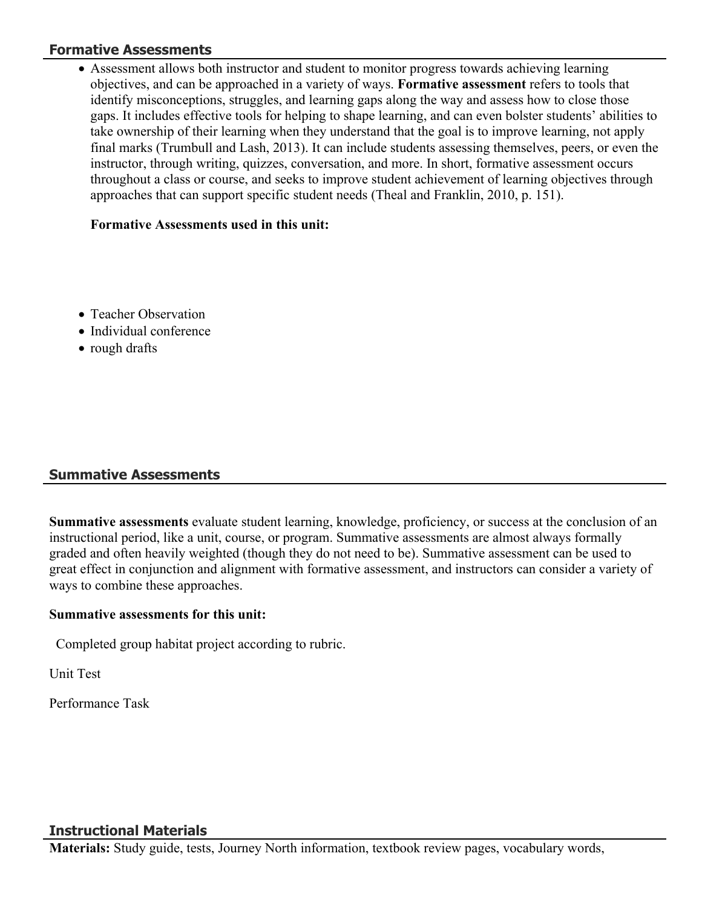## Formative Assessments

- Assessment allows both instructor and student to monitor progress towards achieving learning objectives, and can be approached in a variety of ways. **Formative assessment** refers to tools that identify misconceptions, struggles, and learning gaps along the way and assess how to close those gaps. It includes effective tools for helping to shape learning, and can even bolster students' abilities to take ownership of their learning when they understand that the goal is to improve learning, not apply final marks (Trumbull and Lash, 2013). It can include students assessing themselves, peers, or even the instructor, through writing, quizzes, conversation, and more. In short, formative assessment occurs throughout a class or course, and seeks to improve student achievement of learning objectives through approaches that can support specific student needs (Theal and Franklin, 2010, p. 151).

  **Formative Assessments used in this unit:**

- Teacher Observation
- Individual conference
- rough drafts

## Summative Assessments

**Summative assessments** evaluate student learning, knowledge, proficiency, or success at the conclusion of an instructional period, like a unit, course, or program. Summative assessments are almost always formally graded and often heavily weighted (though they do not need to be). Summative assessment can be used to great effect in conjunction and alignment with formative assessment, and instructors can consider a variety of ways to combine these approaches.

**Summative assessments for this unit:**

Completed group habitat project according to rubric.

Unit Test

Performance Task

## Instructional Materials

**Materials:** Study guide, tests, Journey North information, textbook review pages, vocabulary words,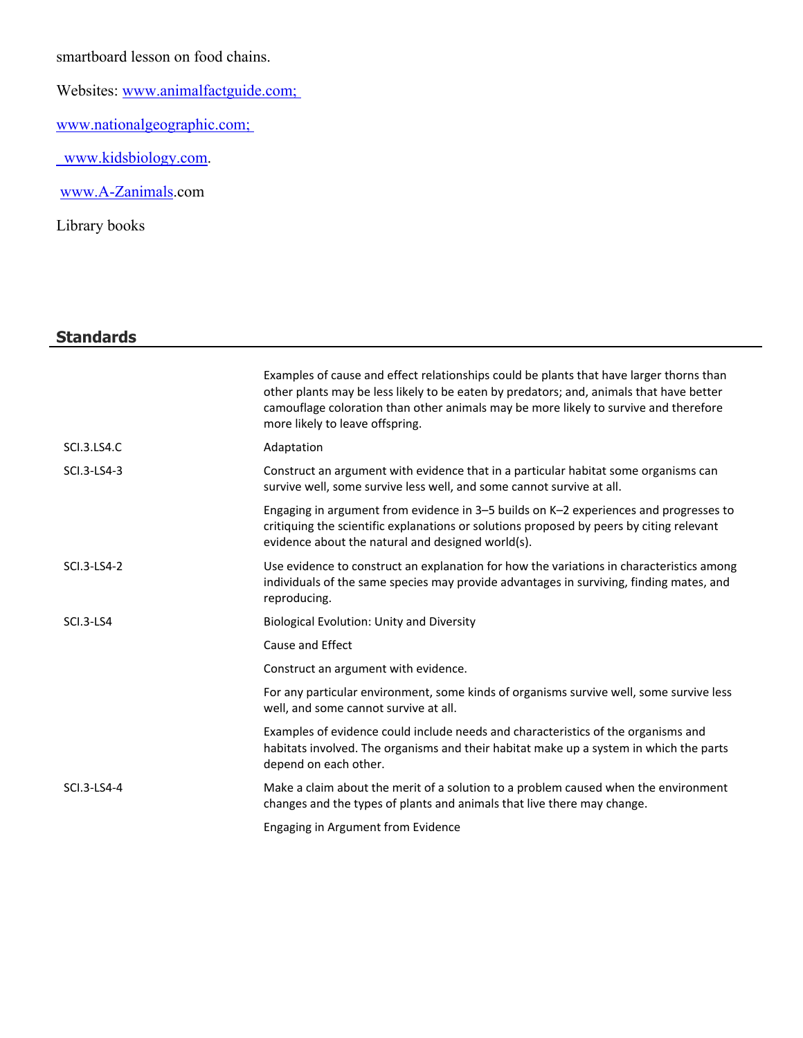smartboard lesson on food chains.

Websites: [www.animalfactguide.com;](http://www.animalfactguide.com)

[www.nationalgeographic.com;](http://www.nationalgeographic.com)

[www.kidsbiology.com](http://www.kidsbiology.com).

[www.A-Zanimals](http://www.A-Zanimals.com).com

Library books

## Standards

| | |
|---|---|
| | Examples of cause and effect relationships could be plants that have larger thorns than other plants may be less likely to be eaten by predators; and, animals that have better camouflage coloration than other animals may be more likely to survive and therefore more likely to leave offspring. |
| SCI.3.LS4.C | Adaptation |
| SCI.3-LS4-3 | Construct an argument with evidence that in a particular habitat some organisms can survive well, some survive less well, and some cannot survive at all. |
| | Engaging in argument from evidence in 3–5 builds on K–2 experiences and progresses to critiquing the scientific explanations or solutions proposed by peers by citing relevant evidence about the natural and designed world(s). |
| SCI.3-LS4-2 | Use evidence to construct an explanation for how the variations in characteristics among individuals of the same species may provide advantages in surviving, finding mates, and reproducing. |
| SCI.3-LS4 | Biological Evolution: Unity and Diversity |
| | Cause and Effect |
| | Construct an argument with evidence. |
| | For any particular environment, some kinds of organisms survive well, some survive less well, and some cannot survive at all. |
| | Examples of evidence could include needs and characteristics of the organisms and habitats involved. The organisms and their habitat make up a system in which the parts depend on each other. |
| SCI.3-LS4-4 | Make a claim about the merit of a solution to a problem caused when the environment changes and the types of plants and animals that live there may change. |
| | Engaging in Argument from Evidence |